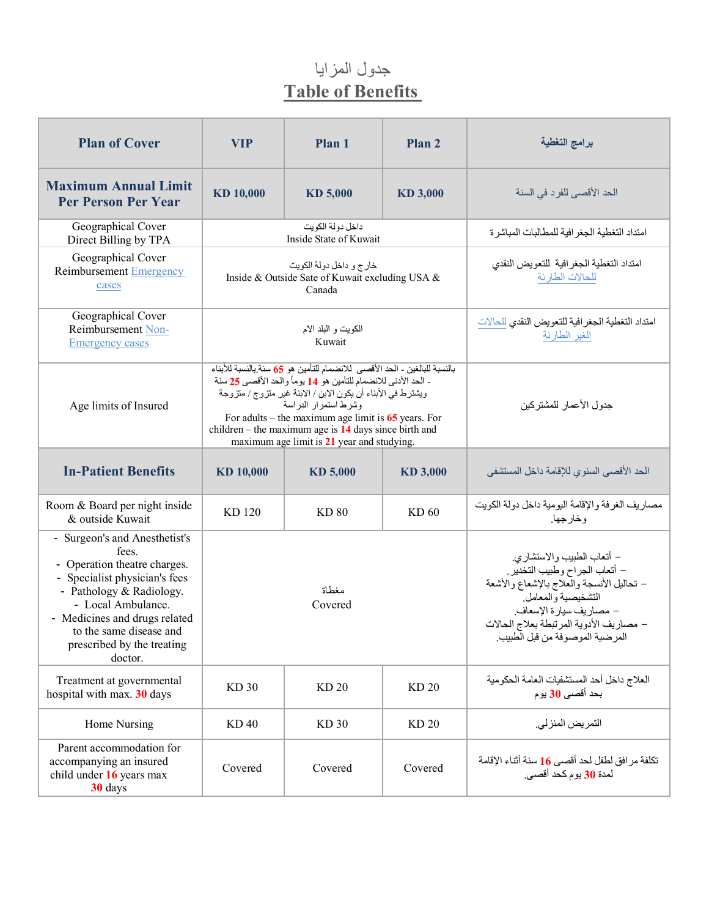# جدول المزايا
# Table of Benefits

| Plan of Cover | VIP | Plan 1 | Plan 2 | برامج التغطية |
|---|---|---|---|---|
| **Maximum Annual Limit Per Person Per Year** | **KD 10,000** | **KD 5,000** | **KD 3,000** | الحد الأقصى للفرد في السنة |
| Geographical Cover Direct Billing by TPA | داخل دولة الكويت<br>Inside State of Kuwait | | | امتداد التغطية الجغرافية للمطالبات المباشرة |
| Geographical Cover Reimbursement Emergency cases | خارج و داخل دولة الكويت<br>Inside & Outside Sate of Kuwait excluding USA & Canada | | | امتداد التغطية الجغرافية للتعويض النقدي للحالات الطارئة |
| Geographical Cover Reimbursement Non-Emergency cases | الكويت و البلد الام<br>Kuwait | | | امتداد التغطية الجغرافية للتعويض النقدي للحالات الغير الطارئة |
| Age limits of Insured | بالنسبة للبالغين - الحد الأقصى للانضمام للتأمين هو 65 سنة.بالنسبة للأبناء - الحد الأدنى للانضمام للتأمين هو 14 يوماً والحد الأقصى 25 سنة ويشترط في الأبناء أن يكون الابن / الابنة غير متزوج / متزوجة وشرط استمرار الدراسة<br>For adults – the maximum age limit is 65 years. For children – the maximum age is 14 days since birth and maximum age limit is 21 year and studying. | | | جدول الأعمار للمشتركين |
| **In-Patient Benefits** | **KD 10,000** | **KD 5,000** | **KD 3,000** | الحد الأقصى السنوي للإقامة داخل المستشفى |
| Room & Board per night inside & outside Kuwait | KD 120 | KD 80 | KD 60 | مصاريف الغرفة والإقامة اليومية داخل دولة الكويت وخارجها. |
| - Surgeon's and Anesthetist's fees.<br>- Operation theatre charges.<br>- Specialist physician's fees<br>- Pathology & Radiology.<br>- Local Ambulance.<br>- Medicines and drugs related to the same disease and prescribed by the treating doctor. | مغطاة<br>Covered | | | – أتعاب الطبيب والاستشاري.<br>– أتعاب الجراح وطبيب التخدير.<br>– تحاليل الأنسجة والعلاج بالإشعاع والأشعة التشخيصية والمعامل.<br>– مصاريف سيارة الإسعاف.<br>– مصاريف الأدوية المرتبطة بعلاج الحالات المرضية الموصوفة من قبل الطبيب. |
| Treatment at governmental hospital with max. 30 days | KD 30 | KD 20 | KD 20 | العلاج داخل أحد المستشفيات العامة الحكومية بحد أقصى 30 يوم |
| Home Nursing | KD 40 | KD 30 | KD 20 | التمريض المنزلي. |
| Parent accommodation for accompanying an insured child under 16 years max 30 days | Covered | Covered | Covered | تكلفة مرافق لطفل لحد أقصى 16 سنة أثناء الإقامة لمدة 30 يوم كحد أقصى. |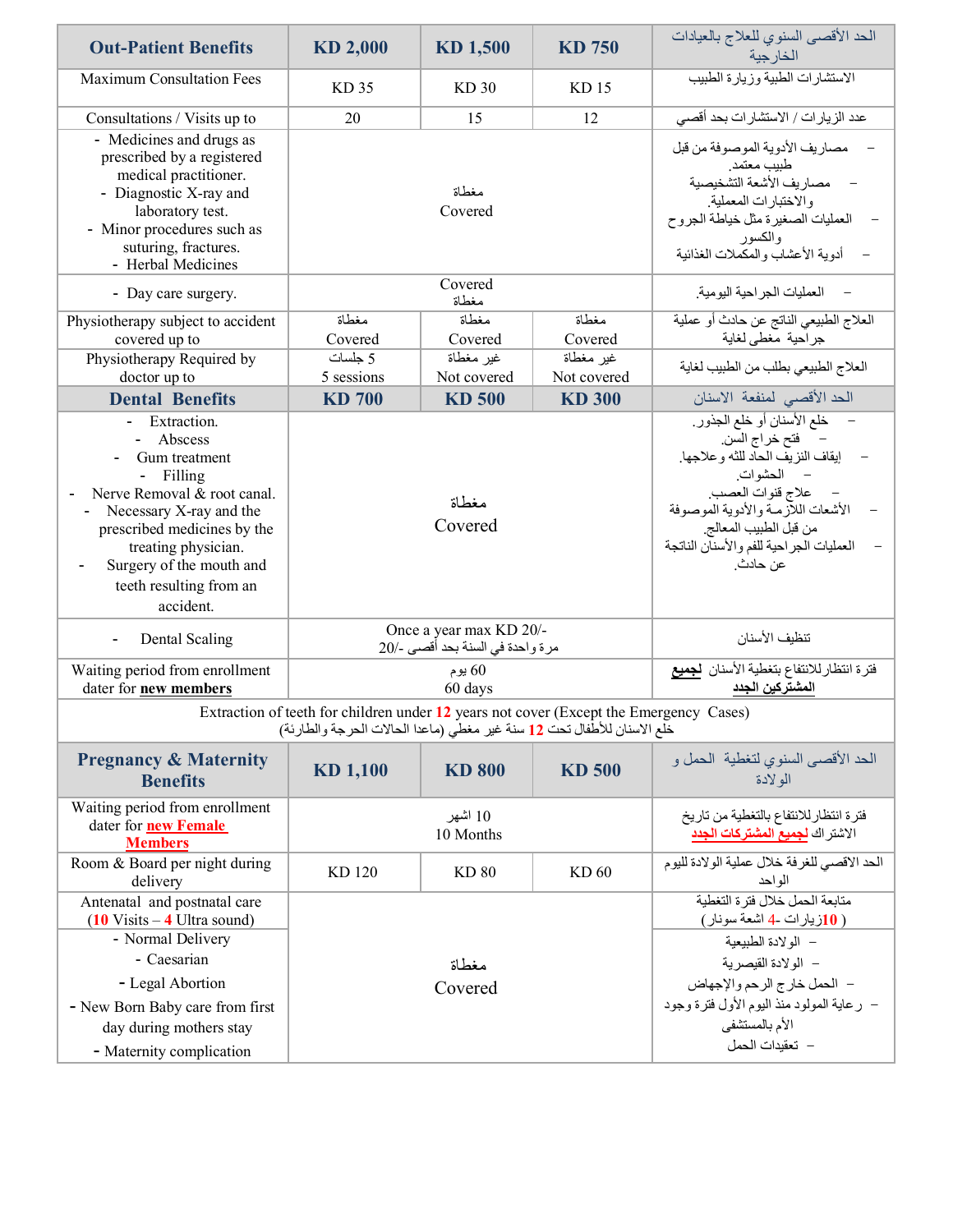| Out-Patient Benefits | KD 2,000 | KD 1,500 | KD 750 | الحد الأقصى السنوي للعلاج بالعيادات الخارجية |
|---|---|---|---|---|
| Maximum Consultation Fees | KD 35 | KD 30 | KD 15 | الاستشارات الطبية وزيارة الطبيب |
| Consultations / Visits up to | 20 | 15 | 12 | عدد الزيارات / الاستشارات بحد أقصي |
| - Medicines and drugs as prescribed by a registered medical practitioner. - Diagnostic X-ray and laboratory test. - Minor procedures such as suturing, fractures. - Herbal Medicines | مغطاة Covered | | | – مصاريف الأدوية الموصوفة من قبل طبيب معتمد. – مصاريف الأشعة التشخيصية والاختبارات المعملية. – العمليات الصغيرة مثل خياطة الجروح والكسور – أدوية الأعشاب والمكملات الغذائية |
| - Day care surgery. | Covered مغطاة | | | – العمليات الجراحية اليومية. |
| Physiotherapy subject to accident covered up to | مغطاة Covered | مغطاة Covered | مغطاة Covered | العلاج الطبيعي الناتج عن حادث أو عملية جراحية مغطى لغاية |
| Physiotherapy Required by doctor up to | 5 جلسات 5 sessions | غير مغطاة Not covered | غير مغطاة Not covered | العلاج الطبيعي بطلب من الطبيب لغاية |
| **Dental Benefits** | **KD 700** | **KD 500** | **KD 300** | الحد الأقصي لمنفعة الاسنان |
| - Extraction. - Abscess - Gum treatment - Filling - Nerve Removal & root canal. - Necessary X-ray and the prescribed medicines by the treating physician. - Surgery of the mouth and teeth resulting from an accident. | مغطاة Covered | | | – خلع الأسنان أو خلع الجذور. – فتح خراج السن. – إيقاف النزيف الحاد للثه وعلاجها. – الحشوات. – علاج قنوات العصب. – الأشعات اللازمة والأدوية الموصوفة من قبل الطبيب المعالج. – العمليات الجراحية للفم والأسنان الناتجة عن حادث. |
| - Dental Scaling | Once a year max KD 20/- مرة واحدة في السنة بحد أقصى -/20 | | | تنظيف الأسنان |
| Waiting period from enrollment dater for **new members** | 60 يوم 60 days | | | فترة انتظار للانتفاع بتغطية الأسنان **لجميع المشتركين الجدد** |
| Extraction of teeth for children under 12 years not cover (Except the Emergency Cases) خلع الاسنان للأطفال تحت 12 سنة غير مغطي (ماعدا الحالات الحرجة والطارئة) | | | | |
| **Pregnancy & Maternity Benefits** | **KD 1,100** | **KD 800** | **KD 500** | الحد الأقصى السنوي لتغطية الحمل و الولادة |
| Waiting period from enrollment dater for **new Female Members** | 10 اشهر 10 Months | | | فترة انتظار للانتفاع بالتغطية من تاريخ الاشتراك **لجميع المشتركات الجدد** |
| Room & Board per night during delivery | KD 120 | KD 80 | KD 60 | الحد الاقصي للغرفة خلال عملية الولادة لليوم الواحد |
| Antenatal and postnatal care (10 Visits – 4 Ultra sound) | مغطاة Covered | | | متابعة الحمل خلال فترة التغطية ( 10زيارات - 4 اشعة سونار ) |
| - Normal Delivery - Caesarian - Legal Abortion - New Born Baby care from first day during mothers stay - Maternity complication | | | | – الولادة الطبيعية – الولادة القيصرية – الحمل خارج الرحم والإجهاض – رعاية المولود منذ اليوم الأول فترة وجود الأم بالمستشفى – تعقيدات الحمل |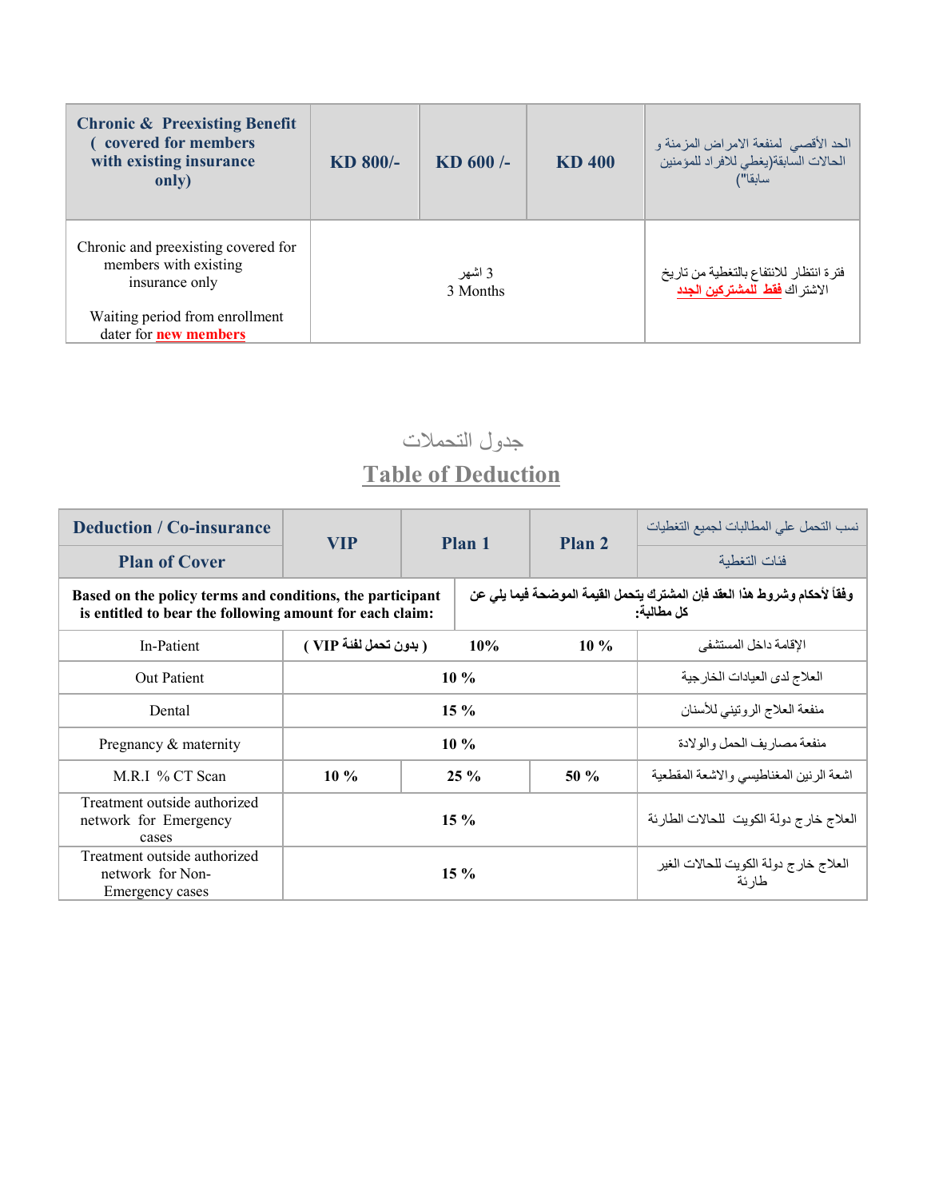| **Chronic & Preexisting Benefit ( covered for members with existing insurance only)** | **KD 800/-** | **KD 600 /-** | **KD 400** | الحد الأقصي لمنفعة الامراض المزمنة و الحالات السابقة(يغطي للافراد للمؤمنين سابقا") |
| --- | --- | --- | --- | --- |
| Chronic and preexisting covered for members with existing insurance only<br><br>Waiting period from enrollment dater for **new members** | 3 اشهر<br>3 Months | | | فترة انتظار للانتفاع بالتغطية من تاريخ الاشتراك **فقط للمشتركين الجدد** |

جدول التحملات

## Table of Deduction

| **Deduction / Co-insurance**<br>**Plan of Cover** | **VIP** | **Plan 1** | **Plan 2** | نسب التحمل علي المطالبات لجميع التغطيات<br>فئات التغطية |
| --- | --- | --- | --- | --- |
| **Based on the policy terms and conditions, the participant is entitled to bear the following amount for each claim:** | **وفقاً لأحكام وشروط هذا العقد فإن المشترك يتحمل القيمة الموضحة فيما يلي عن كل مطالبة:** | | | |
| In-Patient | **( بدون تحمل لفئة VIP )** | **10%** | **10 %** | الإقامة داخل المستشفى |
| Out Patient | **10 %** | | | العلاج لدى العيادات الخارجية |
| Dental | **15 %** | | | منفعة العلاج الروتيني للأسنان |
| Pregnancy & maternity | **10 %** | | | منفعة مصاريف الحمل والولادة |
| M.R.I % CT Scan | **10 %** | **25 %** | **50 %** | اشعة الرنين المغناطيسي والاشعة المقطعية |
| Treatment outside authorized network for Emergency cases | **15 %** | | | العلاج خارج دولة الكويت للحالات الطارئة |
| Treatment outside authorized network for Non-Emergency cases | **15 %** | | | العلاج خارج دولة الكويت للحالات الغير طارئة |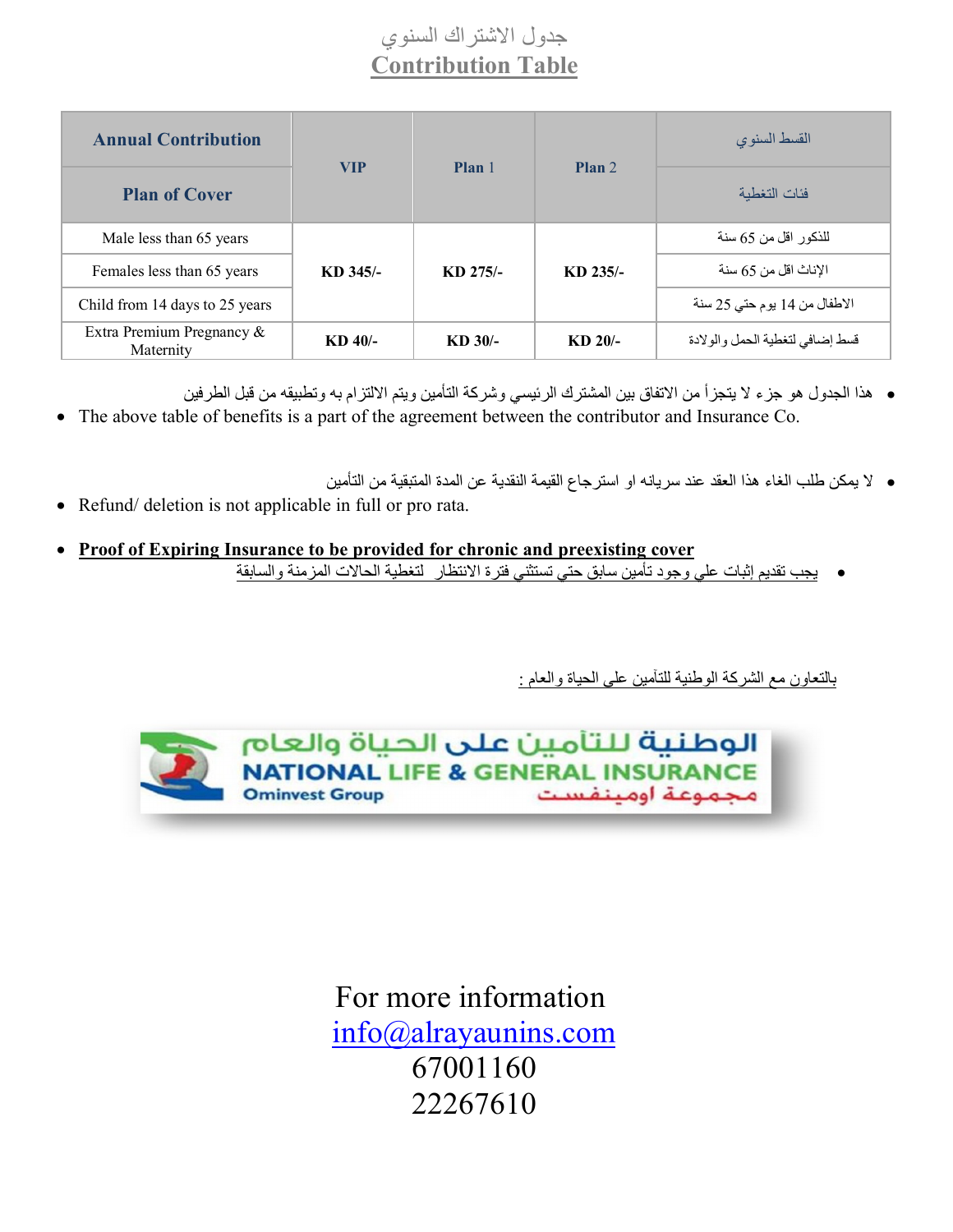# جدول الاشتراك السنوي
# Contribution Table

| Annual Contribution / Plan of Cover | VIP | Plan 1 | Plan 2 | القسط السنوي / فئات التغطية |
|---|---|---|---|---|
| Male less than 65 years | KD 345/- | KD 275/- | KD 235/- | للذكور اقل من 65 سنة |
| Females less than 65 years | | | | الإناث اقل من 65 سنة |
| Child from 14 days to 25 years | | | | الاطفال من 14 يوم حتي 25 سنة |
| Extra Premium Pregnancy & Maternity | KD 40/- | KD 30/- | KD 20/- | قسط إضافي لتغطية الحمل والولادة |

- هذا الجدول هو جزء لا يتجزأ من الاتفاق بين المشترك الرئيسي وشركة التأمين ويتم الالتزام به وتطبيقه من قبل الطرفين
- The above table of benefits is a part of the agreement between the contributor and Insurance Co.

- لا يمكن طلب الغاء هذا العقد عند سريانه او استرجاع القيمة النقدية عن المدة المتبقية من التأمين
- Refund/ deletion is not applicable in full or pro rata.

- **Proof of Expiring Insurance to be provided for chronic and preexisting cover**
- يجب تقديم إثبات علي وجود تأمين سابق حتي تستثني فترة الانتظار لتغطية الحالات المزمنة والسابقة

بالتعاون مع الشركة الوطنية للتأمين على الحياة والعام :

الوطنية للتأمين على الحياة والعام
NATIONAL LIFE & GENERAL INSURANCE
Ominvest Group
مجموعة أومينفست

For more information
info@alrayaunins.com
67001160
22267610